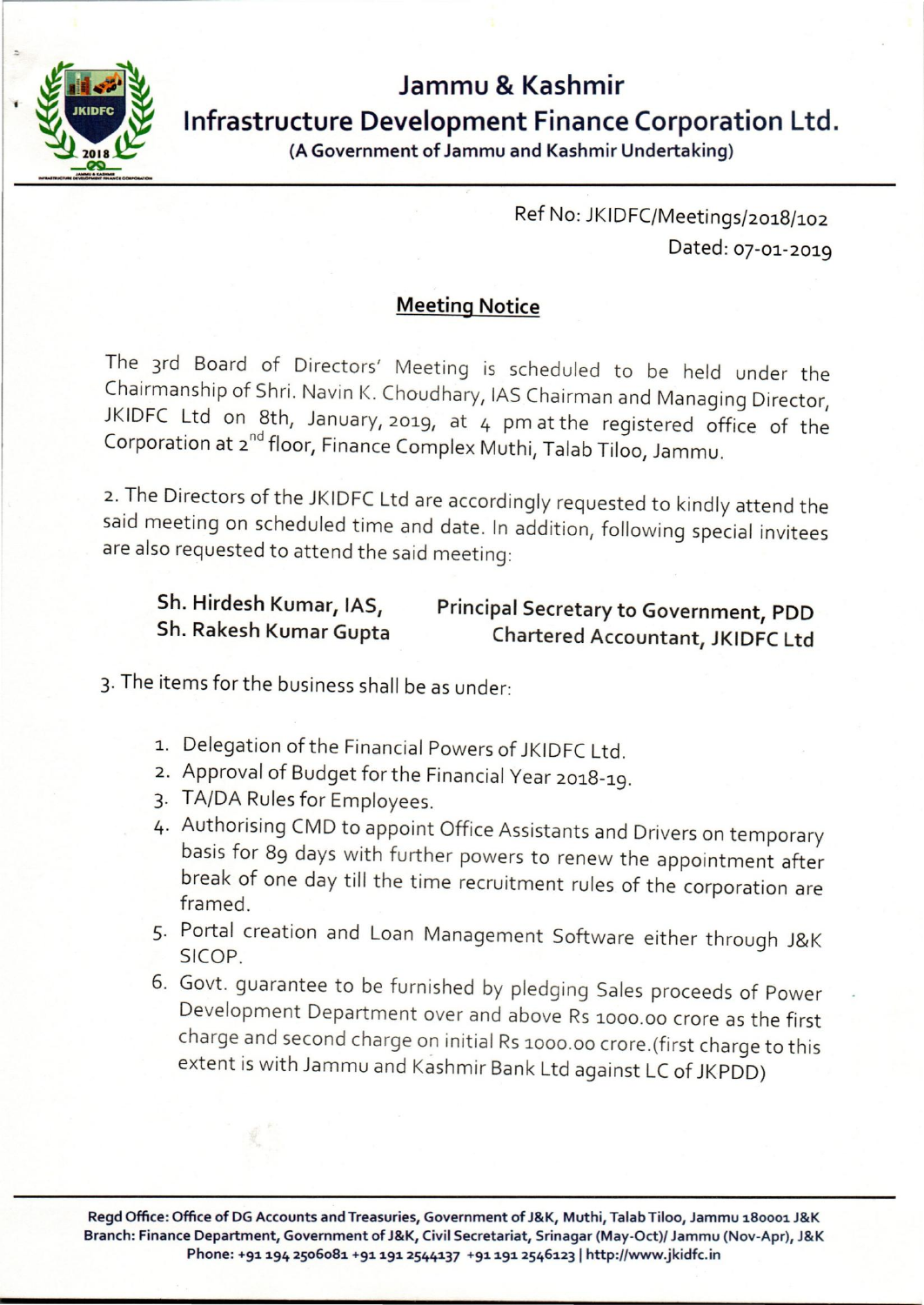# Jammu & Kashmir Infrastructure Development Finance Corporation Ltd.

(A Government of Jammu and Kashmir Undertaking)

Ref No: JKIDFC/Meetings/2018/102
Dated: 07-01-2019

## Meeting Notice

The 3rd Board of Directors' Meeting is scheduled to be held under the Chairmanship of Shri. Navin K. Choudhary, IAS Chairman and Managing Director, JKIDFC Ltd on 8th, January, 2019, at 4 pm at the registered office of the Corporation at 2nd floor, Finance Complex Muthi, Talab Tiloo, Jammu.

2. The Directors of the JKIDFC Ltd are accordingly requested to kindly attend the said meeting on scheduled time and date. In addition, following special invitees are also requested to attend the said meeting:

| | |
|---|---|
| **Sh. Hirdesh Kumar, IAS,** | **Principal Secretary to Government, PDD** |
| **Sh. Rakesh Kumar Gupta** | **Chartered Accountant, JKIDFC Ltd** |

3. The items for the business shall be as under:

1. Delegation of the Financial Powers of JKIDFC Ltd.
2. Approval of Budget for the Financial Year 2018-19.
3. TA/DA Rules for Employees.
4. Authorising CMD to appoint Office Assistants and Drivers on temporary basis for 89 days with further powers to renew the appointment after break of one day till the time recruitment rules of the corporation are framed.
5. Portal creation and Loan Management Software either through J&K SICOP.
6. Govt. guarantee to be furnished by pledging Sales proceeds of Power Development Department over and above Rs 1000.00 crore as the first charge and second charge on initial Rs 1000.00 crore.(first charge to this extent is with Jammu and Kashmir Bank Ltd against LC of JKPDD)

Regd Office: Office of DG Accounts and Treasuries, Government of J&K, Muthi, Talab Tiloo, Jammu 180001 J&K
Branch: Finance Department, Government of J&K, Civil Secretariat, Srinagar (May-Oct)/ Jammu (Nov-Apr), J&K
Phone: +91 194 2506081 +91 191 2544137 +91 191 2546123 | http://www.jkidfc.in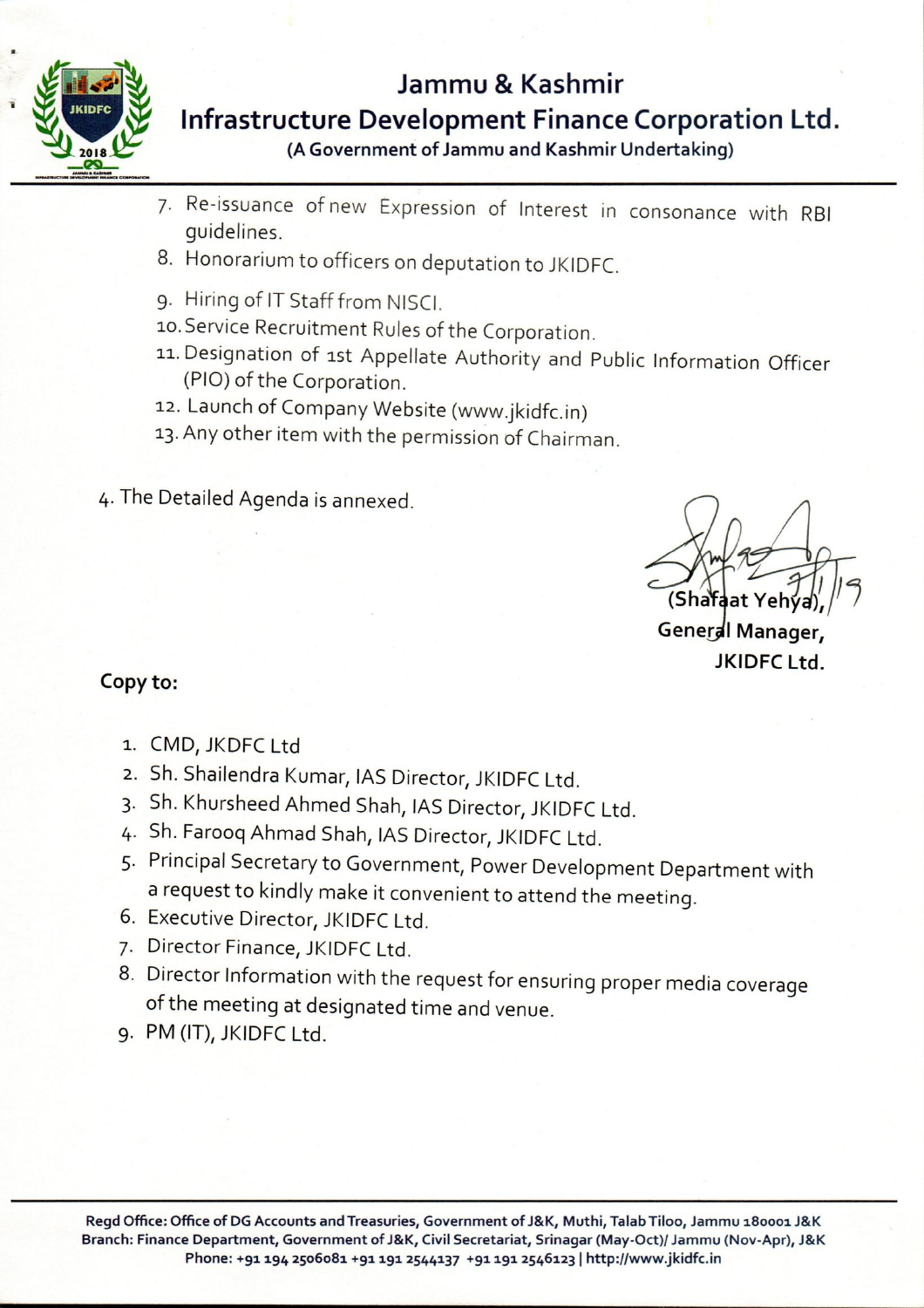7. Re-issuance of new Expression of Interest in consonance with RBI guidelines.
8. Honorarium to officers on deputation to JKIDFC.
9. Hiring of IT Staff from NISCI.
10. Service Recruitment Rules of the Corporation.
11. Designation of 1st Appellate Authority and Public Information Officer (PIO) of the Corporation.
12. Launch of Company Website (www.jkidfc.in)
13. Any other item with the permission of Chairman.

4. The Detailed Agenda is annexed.

7/1/19

**(Shafaat Yehya),**
**General Manager,**
**JKIDFC Ltd.**

**Copy to:**

1. CMD, JKDFC Ltd
2. Sh. Shailendra Kumar, IAS Director, JKIDFC Ltd.
3. Sh. Khursheed Ahmed Shah, IAS Director, JKIDFC Ltd.
4. Sh. Farooq Ahmad Shah, IAS Director, JKIDFC Ltd.
5. Principal Secretary to Government, Power Development Department with a request to kindly make it convenient to attend the meeting.
6. Executive Director, JKIDFC Ltd.
7. Director Finance, JKIDFC Ltd.
8. Director Information with the request for ensuring proper media coverage of the meeting at designated time and venue.
9. PM (IT), JKIDFC Ltd.